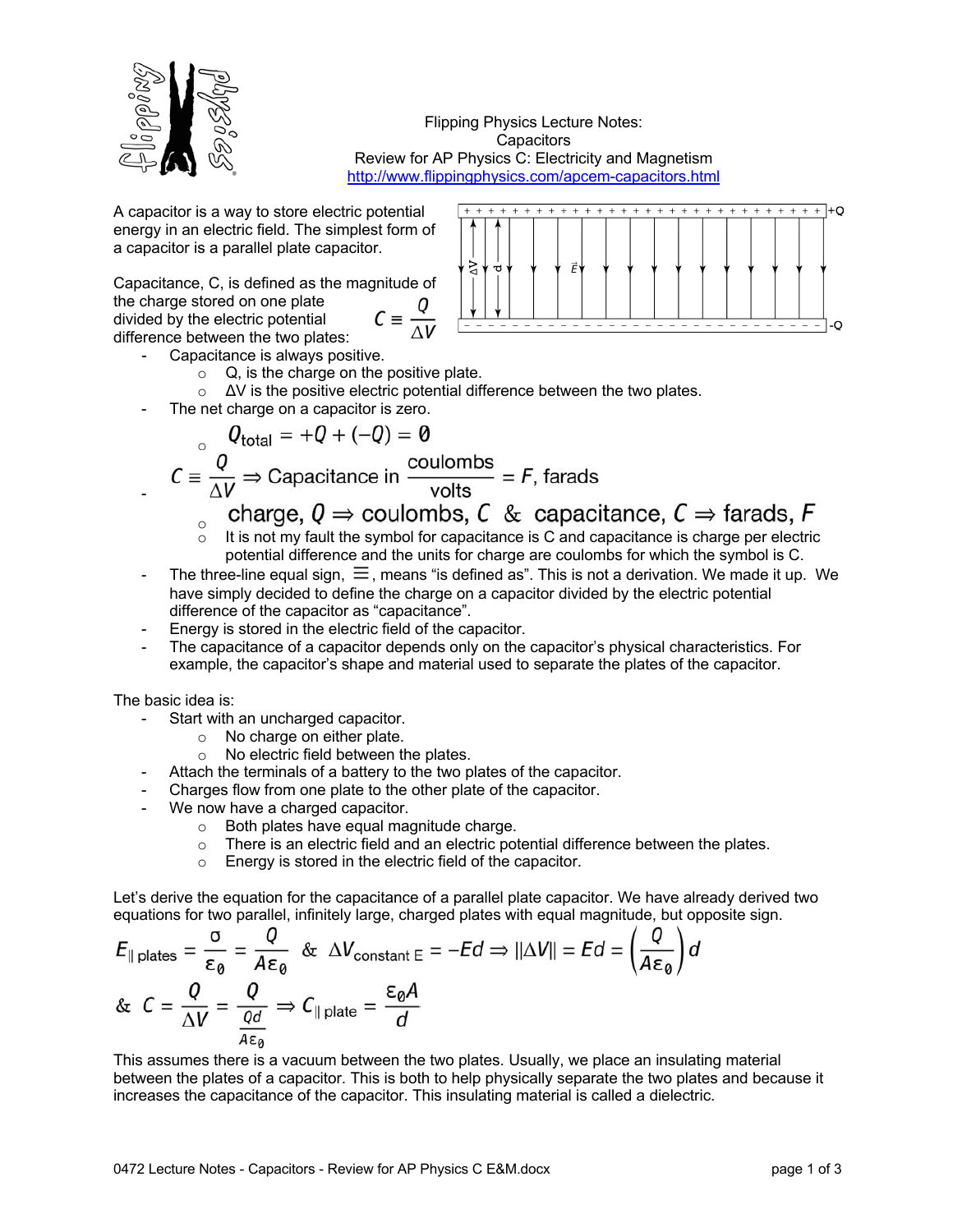Flipping Physics Lecture Notes:
Capacitors
Review for AP Physics C: Electricity and Magnetism
http://www.flippingphysics.com/apcem-capacitors.html

A capacitor is a way to store electric potential energy in an electric field. The simplest form of a capacitor is a parallel plate capacitor.

Capacitance, C, is defined as the magnitude of the charge stored on one plate divided by the electric potential difference between the two plates: $C \equiv \frac{Q}{\Delta V}$

- Capacitance is always positive.
  - Q, is the charge on the positive plate.
  - ΔV is the positive electric potential difference between the two plates.
- The net charge on a capacitor is zero.
  - $Q_{\text{total}} = +Q + (-Q) = 0$
- $C \equiv \frac{Q}{\Delta V} \Rightarrow \text{Capacitance in } \frac{\text{coulombs}}{\text{volts}} = F, \text{farads}$
  - charge, $Q \Rightarrow$ coulombs, $C$ & capacitance, $C \Rightarrow$ farads, $F$
  - It is not my fault the symbol for capacitance is C and capacitance is charge per electric potential difference and the units for charge are coulombs for which the symbol is C.
- The three-line equal sign, $\equiv$, means "is defined as". This is not a derivation. We made it up. We have simply decided to define the charge on a capacitor divided by the electric potential difference of the capacitor as "capacitance".
- Energy is stored in the electric field of the capacitor.
- The capacitance of a capacitor depends only on the capacitor's physical characteristics. For example, the capacitor's shape and material used to separate the plates of the capacitor.

The basic idea is:

- Start with an uncharged capacitor.
  - No charge on either plate.
  - No electric field between the plates.
- Attach the terminals of a battery to the two plates of the capacitor.
- Charges flow from one plate to the other plate of the capacitor.
- We now have a charged capacitor.
  - Both plates have equal magnitude charge.
  - There is an electric field and an electric potential difference between the plates.
  - Energy is stored in the electric field of the capacitor.

Let's derive the equation for the capacitance of a parallel plate capacitor. We have already derived two equations for two parallel, infinitely large, charged plates with equal magnitude, but opposite sign.

$$E_{\parallel\text{ plates}} = \frac{\sigma}{\varepsilon_0} = \frac{Q}{A\varepsilon_0} \;\&\; \Delta V_{\text{constant E}} = -Ed \Rightarrow \|\Delta V\| = Ed = \left(\frac{Q}{A\varepsilon_0}\right)d$$

$$\& \; C = \frac{Q}{\Delta V} = \frac{Q}{\frac{Qd}{A\varepsilon_0}} \Rightarrow C_{\parallel\text{ plate}} = \frac{\varepsilon_0 A}{d}$$

This assumes there is a vacuum between the two plates. Usually, we place an insulating material between the plates of a capacitor. This is both to help physically separate the two plates and because it increases the capacitance of the capacitor. This insulating material is called a dielectric.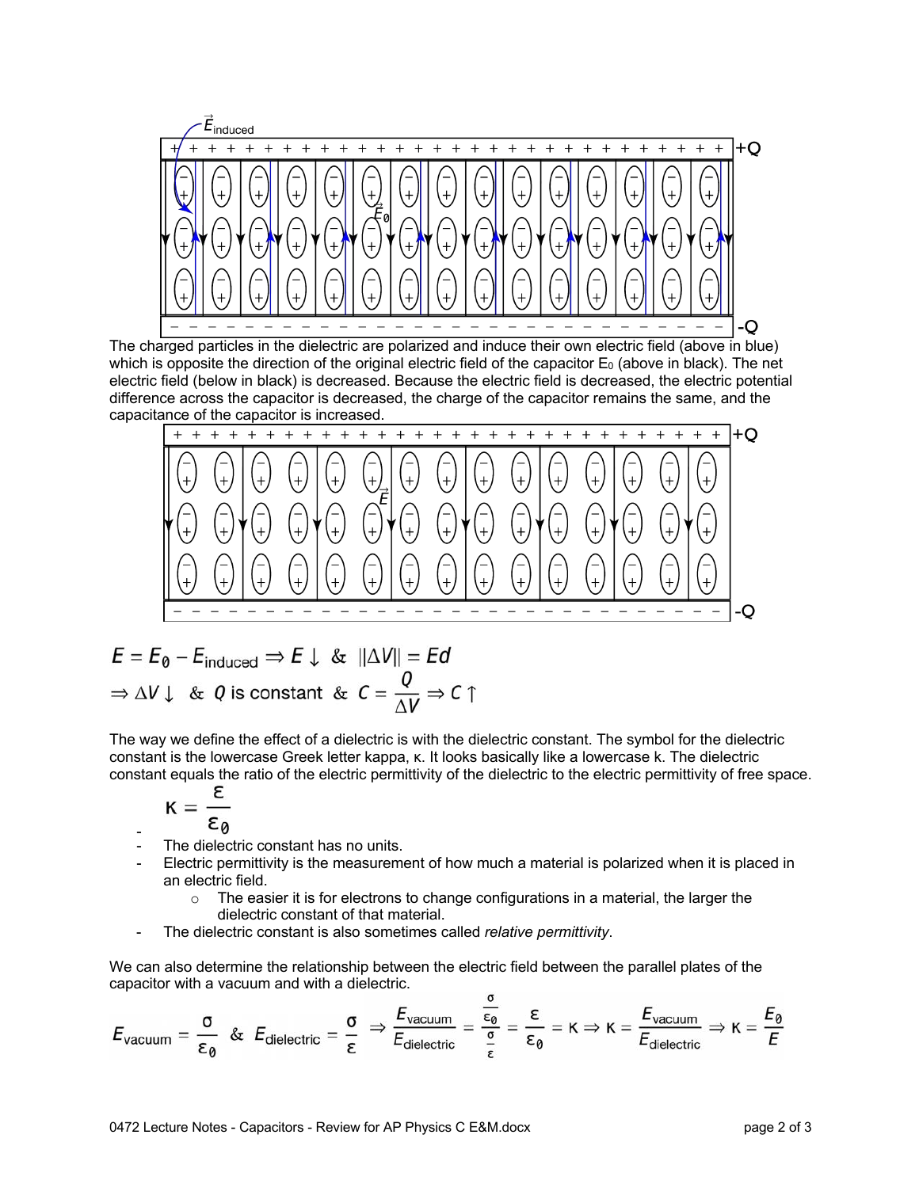The charged particles in the dielectric are polarized and induce their own electric field (above in blue) which is opposite the direction of the original electric field of the capacitor $E_0$ (above in black). The net electric field (below in black) is decreased. Because the electric field is decreased, the electric potential difference across the capacitor is decreased, the charge of the capacitor remains the same, and the capacitance of the capacitor is increased.

$$E = E_0 - E_{\text{induced}} \Rightarrow E \downarrow \;\; \& \;\; \|\Delta V\| = Ed$$

$$\Rightarrow \Delta V \downarrow \;\; \& \;\; Q \text{ is constant} \;\; \& \;\; C = \frac{Q}{\Delta V} \Rightarrow C \uparrow$$

The way we define the effect of a dielectric is with the dielectric constant. The symbol for the dielectric constant is the lowercase Greek letter kappa, κ. It looks basically like a lowercase k. The dielectric constant equals the ratio of the electric permittivity of the dielectric to the electric permittivity of free space.

$$\kappa = \frac{\varepsilon}{\varepsilon_0}$$

- The dielectric constant has no units.
- Electric permittivity is the measurement of how much a material is polarized when it is placed in an electric field.
  - The easier it is for electrons to change configurations in a material, the larger the dielectric constant of that material.
- The dielectric constant is also sometimes called *relative permittivity*.

We can also determine the relationship between the electric field between the parallel plates of the capacitor with a vacuum and with a dielectric.

$$E_{\text{vacuum}} = \frac{\sigma}{\varepsilon_0} \;\; \& \;\; E_{\text{dielectric}} = \frac{\sigma}{\varepsilon} \Rightarrow \frac{E_{\text{vacuum}}}{E_{\text{dielectric}}} = \frac{\frac{\sigma}{\varepsilon_0}}{\frac{\sigma}{\varepsilon}} = \frac{\varepsilon}{\varepsilon_0} = \kappa \Rightarrow \kappa = \frac{E_{\text{vacuum}}}{E_{\text{dielectric}}} \Rightarrow \kappa = \frac{E_0}{E}$$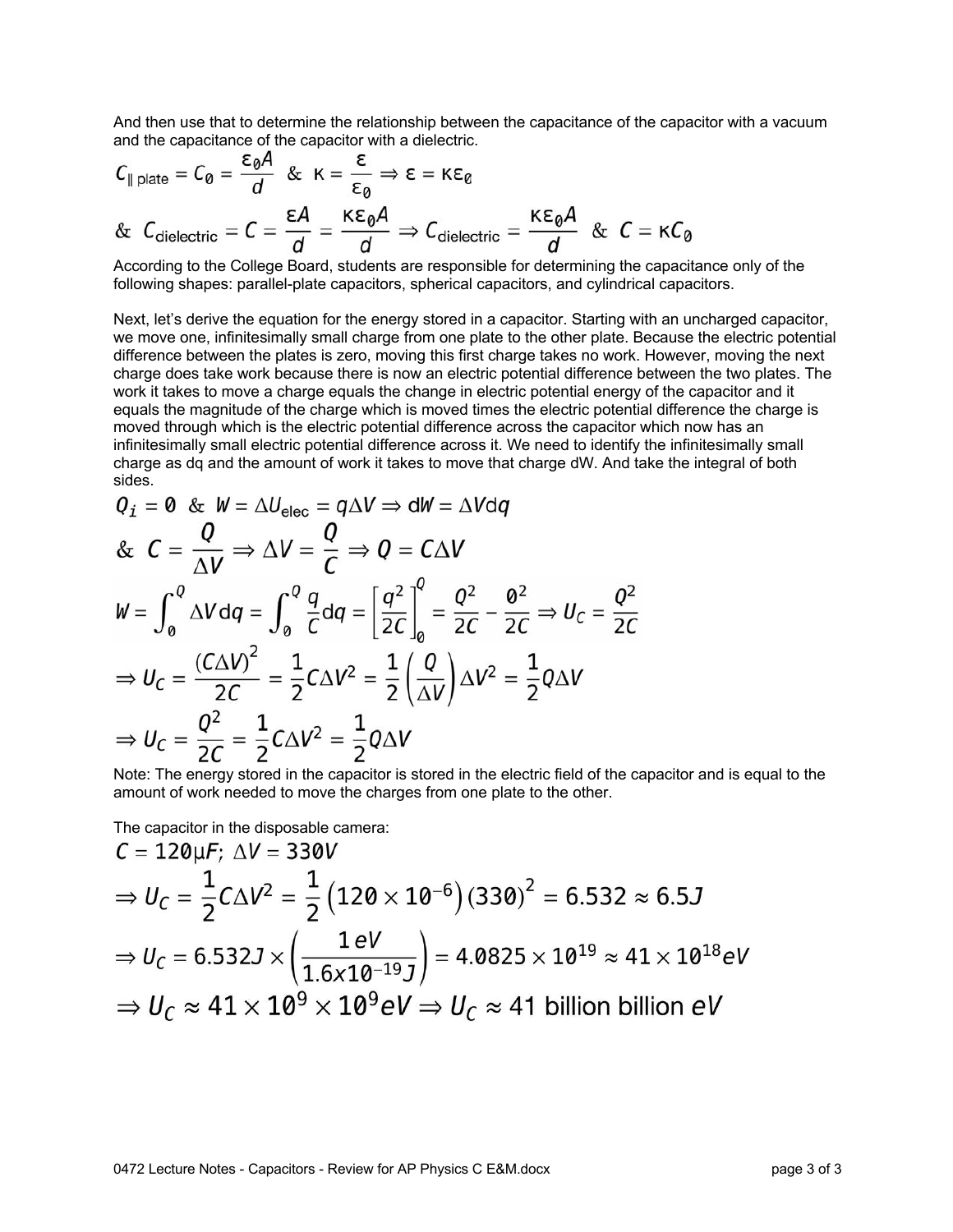And then use that to determine the relationship between the capacitance of the capacitor with a vacuum and the capacitance of the capacitor with a dielectric.

$$C_{\parallel \text{ plate}} = C_0 = \frac{\varepsilon_0 A}{d} \;\; \& \;\; \kappa = \frac{\varepsilon}{\varepsilon_0} \Rightarrow \varepsilon = \kappa\varepsilon_0$$

$$\& \;\; C_{\text{dielectric}} = C = \frac{\varepsilon A}{d} = \frac{\kappa\varepsilon_0 A}{d} \Rightarrow C_{\text{dielectric}} = \frac{\kappa\varepsilon_0 A}{d} \;\; \& \;\; C = \kappa C_0$$

According to the College Board, students are responsible for determining the capacitance only of the following shapes: parallel-plate capacitors, spherical capacitors, and cylindrical capacitors.

Next, let's derive the equation for the energy stored in a capacitor. Starting with an uncharged capacitor, we move one, infinitesimally small charge from one plate to the other plate. Because the electric potential difference between the plates is zero, moving this first charge takes no work. However, moving the next charge does take work because there is now an electric potential difference between the two plates. The work it takes to move a charge equals the change in electric potential energy of the capacitor and it equals the magnitude of the charge which is moved times the electric potential difference the charge is moved through which is the electric potential difference across the capacitor which now has an infinitesimally small electric potential difference across it. We need to identify the infinitesimally small charge as dq and the amount of work it takes to move that charge dW. And take the integral of both sides.

$$Q_i = 0 \;\; \& \;\; W = \Delta U_{\text{elec}} = q\Delta V \Rightarrow \mathrm{d}W = \Delta V \mathrm{d}q$$

$$\& \;\; C = \frac{Q}{\Delta V} \Rightarrow \Delta V = \frac{Q}{C} \Rightarrow Q = C\Delta V$$

$$W = \int_0^Q \Delta V \,\mathrm{d}q = \int_0^Q \frac{q}{C}\mathrm{d}q = \left[\frac{q^2}{2C}\right]_0^Q = \frac{Q^2}{2C} - \frac{0^2}{2C} \Rightarrow U_C = \frac{Q^2}{2C}$$

$$\Rightarrow U_C = \frac{(C\Delta V)^2}{2C} = \frac{1}{2}C\Delta V^2 = \frac{1}{2}\left(\frac{Q}{\Delta V}\right)\Delta V^2 = \frac{1}{2}Q\Delta V$$

$$\Rightarrow U_C = \frac{Q^2}{2C} = \frac{1}{2}C\Delta V^2 = \frac{1}{2}Q\Delta V$$

Note: The energy stored in the capacitor is stored in the electric field of the capacitor and is equal to the amount of work needed to move the charges from one plate to the other.

The capacitor in the disposable camera:

$$C = 120\mu F;\; \Delta V = 330V$$

$$\Rightarrow U_C = \frac{1}{2}C\Delta V^2 = \frac{1}{2}\left(120 \times 10^{-6}\right)(330)^2 = 6.532 \approx 6.5J$$

$$\Rightarrow U_C = 6.532J \times \left(\frac{1\,eV}{1.6x10^{-19}J}\right) = 4.0825 \times 10^{19} \approx 41 \times 10^{18} eV$$

$$\Rightarrow U_C \approx 41 \times 10^9 \times 10^9 eV \Rightarrow U_C \approx 41 \text{ billion billion } eV$$